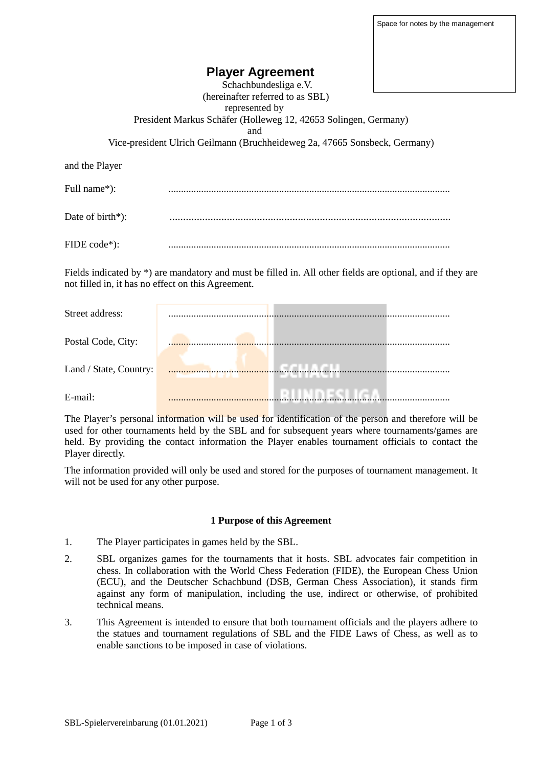Space for notes by the management

# Player Agreement

Schachbundesliga e.V.
(hereinafter referred to as SBL)
represented by
President Markus Schäfer (Holleweg 12, 42653 Solingen, Germany)
and
Vice-president Ulrich Geilmann (Bruchheideweg 2a, 47665 Sonsbeck, Germany)

and the Player

Full name*): ..............................................................................................................

Date of birth*): ..............................................................................................................

FIDE code*): ..............................................................................................................

Fields indicated by *) are mandatory and must be filled in. All other fields are optional, and if they are not filled in, it has no effect on this Agreement.

Street address: ..............................................................................................................

Postal Code, City: ..............................................................................................................

Land / State, Country: ..............................................................................................................

E-mail: ..............................................................................................................

The Player's personal information will be used for identification of the person and therefore will be used for other tournaments held by the SBL and for subsequent years where tournaments/games are held. By providing the contact information the Player enables tournament officials to contact the Player directly.

The information provided will only be used and stored for the purposes of tournament management. It will not be used for any other purpose.

**1 Purpose of this Agreement**

1. The Player participates in games held by the SBL.
2. SBL organizes games for the tournaments that it hosts. SBL advocates fair competition in chess. In collaboration with the World Chess Federation (FIDE), the European Chess Union (ECU), and the Deutscher Schachbund (DSB, German Chess Association), it stands firm against any form of manipulation, including the use, indirect or otherwise, of prohibited technical means.
3. This Agreement is intended to ensure that both tournament officials and the players adhere to the statues and tournament regulations of SBL and the FIDE Laws of Chess, as well as to enable sanctions to be imposed in case of violations.

SBL-Spielervereinbarung (01.01.2021)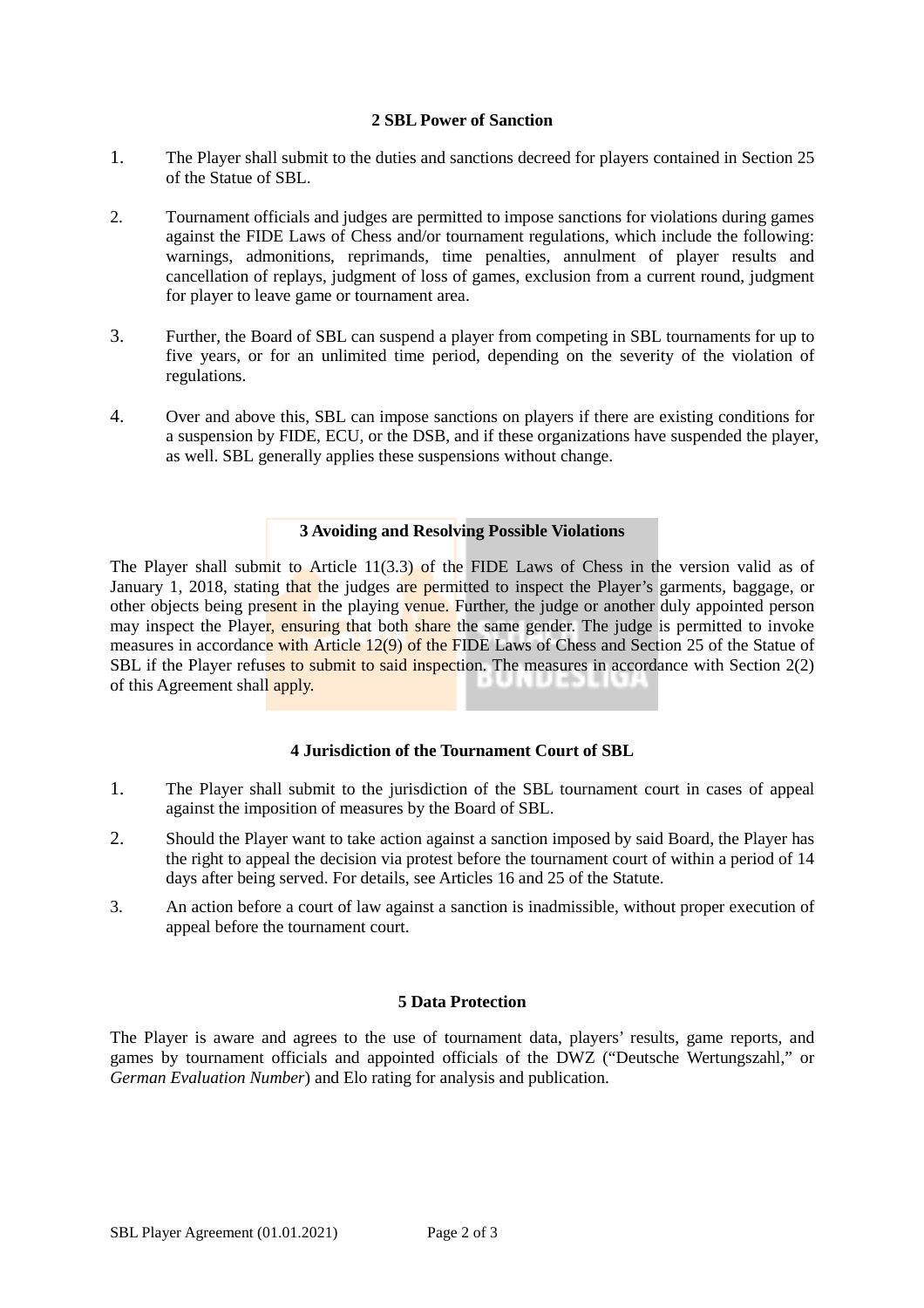## 2 SBL Power of Sanction

1. The Player shall submit to the duties and sanctions decreed for players contained in Section 25 of the Statue of SBL.

2. Tournament officials and judges are permitted to impose sanctions for violations during games against the FIDE Laws of Chess and/or tournament regulations, which include the following: warnings, admonitions, reprimands, time penalties, annulment of player results and cancellation of replays, judgment of loss of games, exclusion from a current round, judgment for player to leave game or tournament area.

3. Further, the Board of SBL can suspend a player from competing in SBL tournaments for up to five years, or for an unlimited time period, depending on the severity of the violation of regulations.

4. Over and above this, SBL can impose sanctions on players if there are existing conditions for a suspension by FIDE, ECU, or the DSB, and if these organizations have suspended the player, as well. SBL generally applies these suspensions without change.

## 3 Avoiding and Resolving Possible Violations

The Player shall submit to Article 11(3.3) of the FIDE Laws of Chess in the version valid as of January 1, 2018, stating that the judges are permitted to inspect the Player's garments, baggage, or other objects being present in the playing venue. Further, the judge or another duly appointed person may inspect the Player, ensuring that both share the same gender. The judge is permitted to invoke measures in accordance with Article 12(9) of the FIDE Laws of Chess and Section 25 of the Statue of SBL if the Player refuses to submit to said inspection. The measures in accordance with Section 2(2) of this Agreement shall apply.

## 4 Jurisdiction of the Tournament Court of SBL

1. The Player shall submit to the jurisdiction of the SBL tournament court in cases of appeal against the imposition of measures by the Board of SBL.

2. Should the Player want to take action against a sanction imposed by said Board, the Player has the right to appeal the decision via protest before the tournament court of within a period of 14 days after being served. For details, see Articles 16 and 25 of the Statute.

3. An action before a court of law against a sanction is inadmissible, without proper execution of appeal before the tournament court.

## 5 Data Protection

The Player is aware and agrees to the use of tournament data, players' results, game reports, and games by tournament officials and appointed officials of the DWZ ("Deutsche Wertungszahl," or *German Evaluation Number*) and Elo rating for analysis and publication.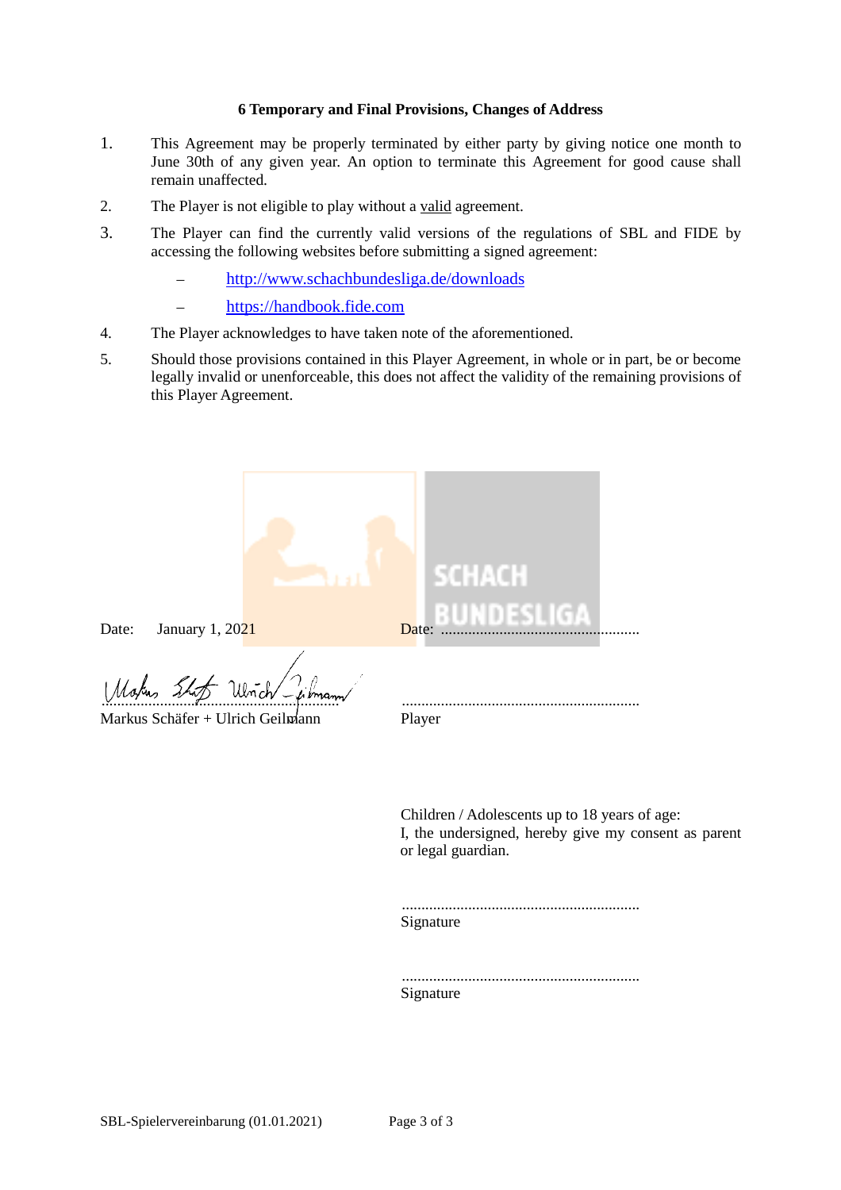### 6 Temporary and Final Provisions, Changes of Address

1. This Agreement may be properly terminated by either party by giving notice one month to June 30th of any given year. An option to terminate this Agreement for good cause shall remain unaffected.
2. The Player is not eligible to play without a valid agreement.
3. The Player can find the currently valid versions of the regulations of SBL and FIDE by accessing the following websites before submitting a signed agreement:
   - http://www.schachbundesliga.de/downloads
   - https://handbook.fide.com
4. The Player acknowledges to have taken note of the aforementioned.
5. Should those provisions contained in this Player Agreement, in whole or in part, be or become legally invalid or unenforceable, this does not affect the validity of the remaining provisions of this Player Agreement.

Date: January 1, 2021

Markus Schäfer + Ulrich Geilmann

Date: ..................................................

............................................................
Player

Children / Adolescents up to 18 years of age:
I, the undersigned, hereby give my consent as parent or legal guardian.

............................................................
Signature

............................................................
Signature

SBL-Spielervereinbarung (01.01.2021)